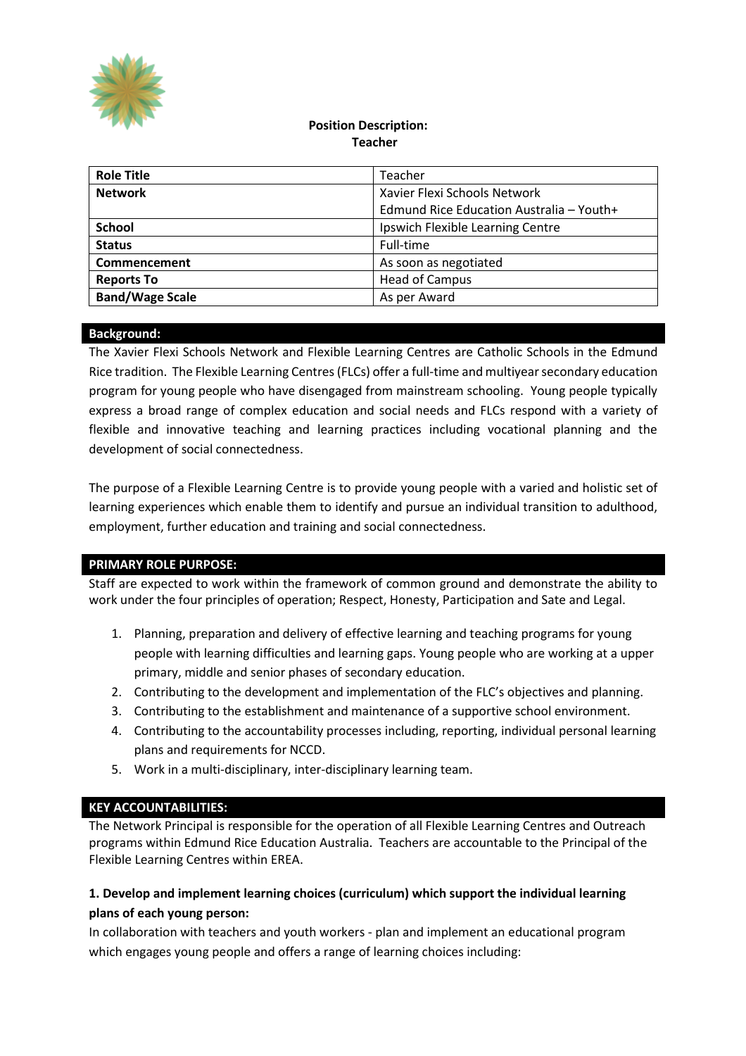**Position Description:**
**Teacher**

| | |
|---|---|
| **Role Title** | Teacher |
| **Network** | Xavier Flexi Schools Network<br>Edmund Rice Education Australia – Youth+ |
| **School** | Ipswich Flexible Learning Centre |
| **Status** | Full-time |
| **Commencement** | As soon as negotiated |
| **Reports To** | Head of Campus |
| **Band/Wage Scale** | As per Award |

## Background:

The Xavier Flexi Schools Network and Flexible Learning Centres are Catholic Schools in the Edmund Rice tradition. The Flexible Learning Centres (FLCs) offer a full-time and multiyear secondary education program for young people who have disengaged from mainstream schooling. Young people typically express a broad range of complex education and social needs and FLCs respond with a variety of flexible and innovative teaching and learning practices including vocational planning and the development of social connectedness.

The purpose of a Flexible Learning Centre is to provide young people with a varied and holistic set of learning experiences which enable them to identify and pursue an individual transition to adulthood, employment, further education and training and social connectedness.

## PRIMARY ROLE PURPOSE:

Staff are expected to work within the framework of common ground and demonstrate the ability to work under the four principles of operation; Respect, Honesty, Participation and Sate and Legal.

1. Planning, preparation and delivery of effective learning and teaching programs for young people with learning difficulties and learning gaps. Young people who are working at a upper primary, middle and senior phases of secondary education.
2. Contributing to the development and implementation of the FLC's objectives and planning.
3. Contributing to the establishment and maintenance of a supportive school environment.
4. Contributing to the accountability processes including, reporting, individual personal learning plans and requirements for NCCD.
5. Work in a multi-disciplinary, inter-disciplinary learning team.

## KEY ACCOUNTABILITIES:

The Network Principal is responsible for the operation of all Flexible Learning Centres and Outreach programs within Edmund Rice Education Australia. Teachers are accountable to the Principal of the Flexible Learning Centres within EREA.

### 1. Develop and implement learning choices (curriculum) which support the individual learning plans of each young person:

In collaboration with teachers and youth workers - plan and implement an educational program which engages young people and offers a range of learning choices including: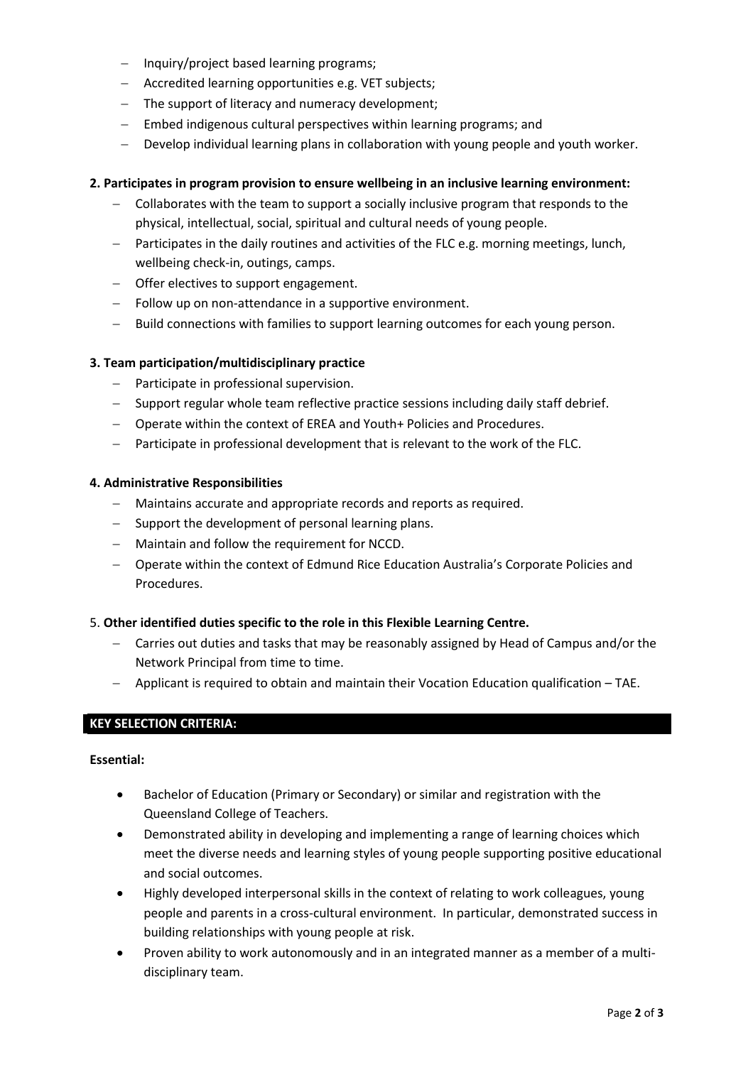- Inquiry/project based learning programs;
- Accredited learning opportunities e.g. VET subjects;
- The support of literacy and numeracy development;
- Embed indigenous cultural perspectives within learning programs; and
- Develop individual learning plans in collaboration with young people and youth worker.

**2. Participates in program provision to ensure wellbeing in an inclusive learning environment:**

- Collaborates with the team to support a socially inclusive program that responds to the physical, intellectual, social, spiritual and cultural needs of young people.
- Participates in the daily routines and activities of the FLC e.g. morning meetings, lunch, wellbeing check-in, outings, camps.
- Offer electives to support engagement.
- Follow up on non-attendance in a supportive environment.
- Build connections with families to support learning outcomes for each young person.

**3. Team participation/multidisciplinary practice**

- Participate in professional supervision.
- Support regular whole team reflective practice sessions including daily staff debrief.
- Operate within the context of EREA and Youth+ Policies and Procedures.
- Participate in professional development that is relevant to the work of the FLC.

**4. Administrative Responsibilities**

- Maintains accurate and appropriate records and reports as required.
- Support the development of personal learning plans.
- Maintain and follow the requirement for NCCD.
- Operate within the context of Edmund Rice Education Australia's Corporate Policies and Procedures.

5. **Other identified duties specific to the role in this Flexible Learning Centre.**

- Carries out duties and tasks that may be reasonably assigned by Head of Campus and/or the Network Principal from time to time.
- Applicant is required to obtain and maintain their Vocation Education qualification – TAE.

## KEY SELECTION CRITERIA:

**Essential:**

- Bachelor of Education (Primary or Secondary) or similar and registration with the Queensland College of Teachers.
- Demonstrated ability in developing and implementing a range of learning choices which meet the diverse needs and learning styles of young people supporting positive educational and social outcomes.
- Highly developed interpersonal skills in the context of relating to work colleagues, young people and parents in a cross-cultural environment. In particular, demonstrated success in building relationships with young people at risk.
- Proven ability to work autonomously and in an integrated manner as a member of a multi-disciplinary team.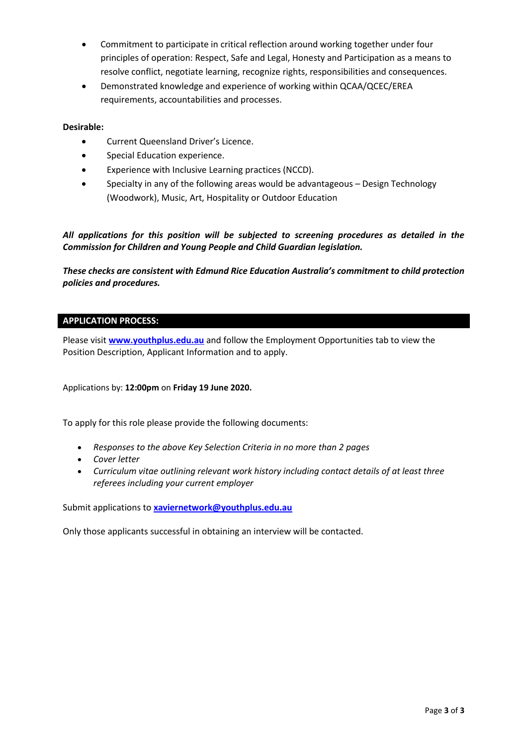- Commitment to participate in critical reflection around working together under four principles of operation: Respect, Safe and Legal, Honesty and Participation as a means to resolve conflict, negotiate learning, recognize rights, responsibilities and consequences.
- Demonstrated knowledge and experience of working within QCAA/QCEC/EREA requirements, accountabilities and processes.

**Desirable:**

- Current Queensland Driver's Licence.
- Special Education experience.
- Experience with Inclusive Learning practices (NCCD).
- Specialty in any of the following areas would be advantageous – Design Technology (Woodwork), Music, Art, Hospitality or Outdoor Education

***All applications for this position will be subjected to screening procedures as detailed in the Commission for Children and Young People and Child Guardian legislation.***

***These checks are consistent with Edmund Rice Education Australia's commitment to child protection policies and procedures.***

## APPLICATION PROCESS:

Please visit **www.youthplus.edu.au** and follow the Employment Opportunities tab to view the Position Description, Applicant Information and to apply.

Applications by: **12:00pm** on **Friday 19 June 2020.**

To apply for this role please provide the following documents:

- *Responses to the above Key Selection Criteria in no more than 2 pages*
- *Cover letter*
- *Curriculum vitae outlining relevant work history including contact details of at least three referees including your current employer*

Submit applications to **xaviernetwork@youthplus.edu.au**

Only those applicants successful in obtaining an interview will be contacted.